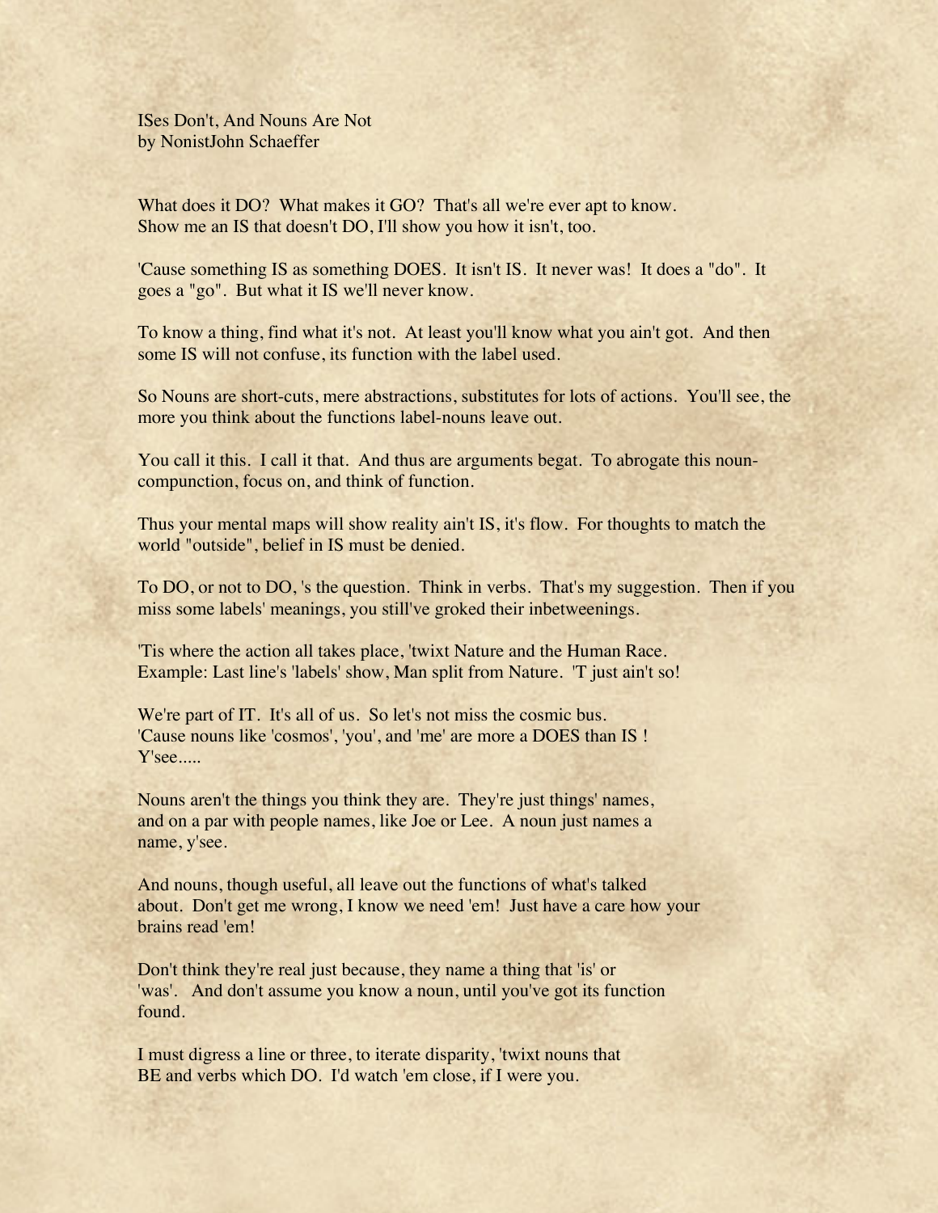ISes Don't, And Nouns Are Not
by NonistJohn Schaeffer

What does it DO? What makes it GO? That's all we're ever apt to know.
Show me an IS that doesn't DO, I'll show you how it isn't, too.

'Cause something IS as something DOES. It isn't IS. It never was! It does a "do". It goes a "go". But what it IS we'll never know.

To know a thing, find what it's not. At least you'll know what you ain't got. And then some IS will not confuse, its function with the label used.

So Nouns are short-cuts, mere abstractions, substitutes for lots of actions. You'll see, the more you think about the functions label-nouns leave out.

You call it this. I call it that. And thus are arguments begat. To abrogate this noun-compunction, focus on, and think of function.

Thus your mental maps will show reality ain't IS, it's flow. For thoughts to match the world "outside", belief in IS must be denied.

To DO, or not to DO, 's the question. Think in verbs. That's my suggestion. Then if you miss some labels' meanings, you still've groked their inbetweenings.

'Tis where the action all takes place, 'twixt Nature and the Human Race.
Example: Last line's 'labels' show, Man split from Nature. 'T just ain't so!

We're part of IT. It's all of us. So let's not miss the cosmic bus.
'Cause nouns like 'cosmos', 'you', and 'me' are more a DOES than IS !
Y'see.....

Nouns aren't the things you think they are. They're just things' names, and on a par with people names, like Joe or Lee. A noun just names a name, y'see.

And nouns, though useful, all leave out the functions of what's talked about. Don't get me wrong, I know we need 'em! Just have a care how your brains read 'em!

Don't think they're real just because, they name a thing that 'is' or 'was'. And don't assume you know a noun, until you've got its function found.

I must digress a line or three, to iterate disparity, 'twixt nouns that BE and verbs which DO. I'd watch 'em close, if I were you.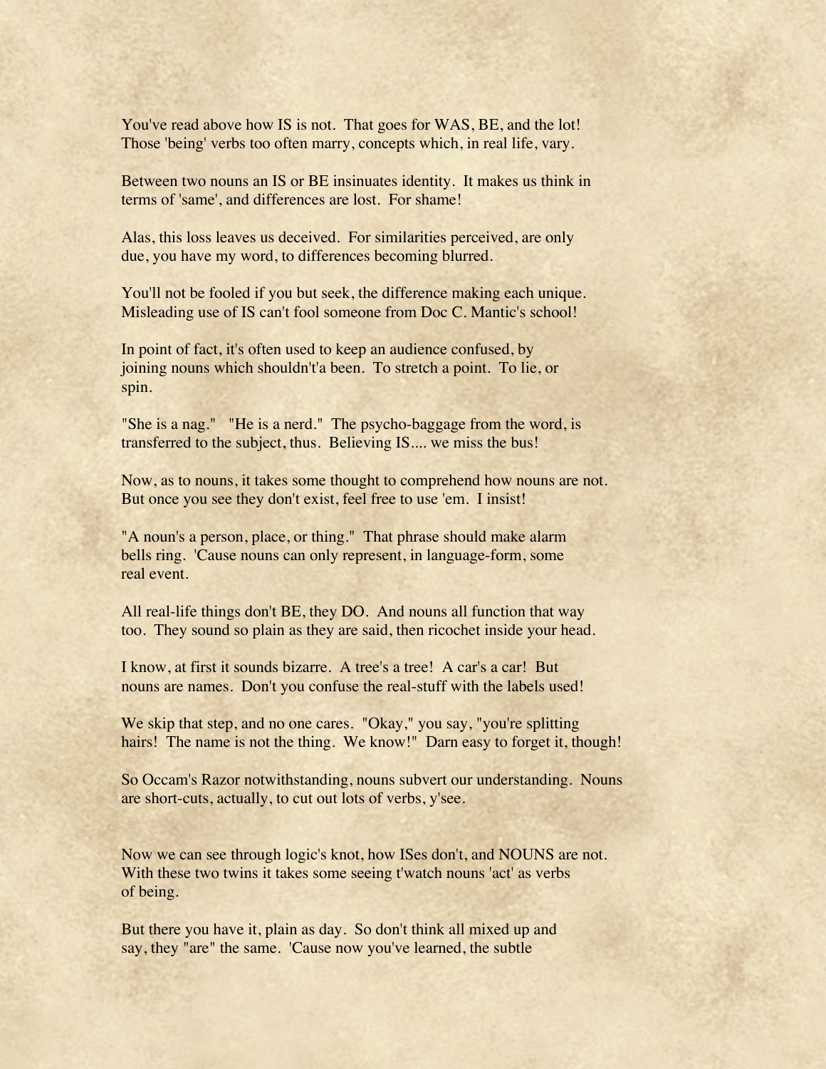You've read above how IS is not. That goes for WAS, BE, and the lot! Those 'being' verbs too often marry, concepts which, in real life, vary.

Between two nouns an IS or BE insinuates identity. It makes us think in terms of 'same', and differences are lost. For shame!

Alas, this loss leaves us deceived. For similarities perceived, are only due, you have my word, to differences becoming blurred.

You'll not be fooled if you but seek, the difference making each unique. Misleading use of IS can't fool someone from Doc C. Mantic's school!

In point of fact, it's often used to keep an audience confused, by joining nouns which shouldn't'a been. To stretch a point. To lie, or spin.

"She is a nag." "He is a nerd." The psycho-baggage from the word, is transferred to the subject, thus. Believing IS.... we miss the bus!

Now, as to nouns, it takes some thought to comprehend how nouns are not. But once you see they don't exist, feel free to use 'em. I insist!

"A noun's a person, place, or thing." That phrase should make alarm bells ring. 'Cause nouns can only represent, in language-form, some real event.

All real-life things don't BE, they DO. And nouns all function that way too. They sound so plain as they are said, then ricochet inside your head.

I know, at first it sounds bizarre. A tree's a tree! A car's a car! But nouns are names. Don't you confuse the real-stuff with the labels used!

We skip that step, and no one cares. "Okay," you say, "you're splitting hairs! The name is not the thing. We know!" Darn easy to forget it, though!

So Occam's Razor notwithstanding, nouns subvert our understanding. Nouns are short-cuts, actually, to cut out lots of verbs, y'see.

Now we can see through logic's knot, how ISes don't, and NOUNS are not. With these two twins it takes some seeing t'watch nouns 'act' as verbs of being.

But there you have it, plain as day. So don't think all mixed up and say, they "are" the same. 'Cause now you've learned, the subtle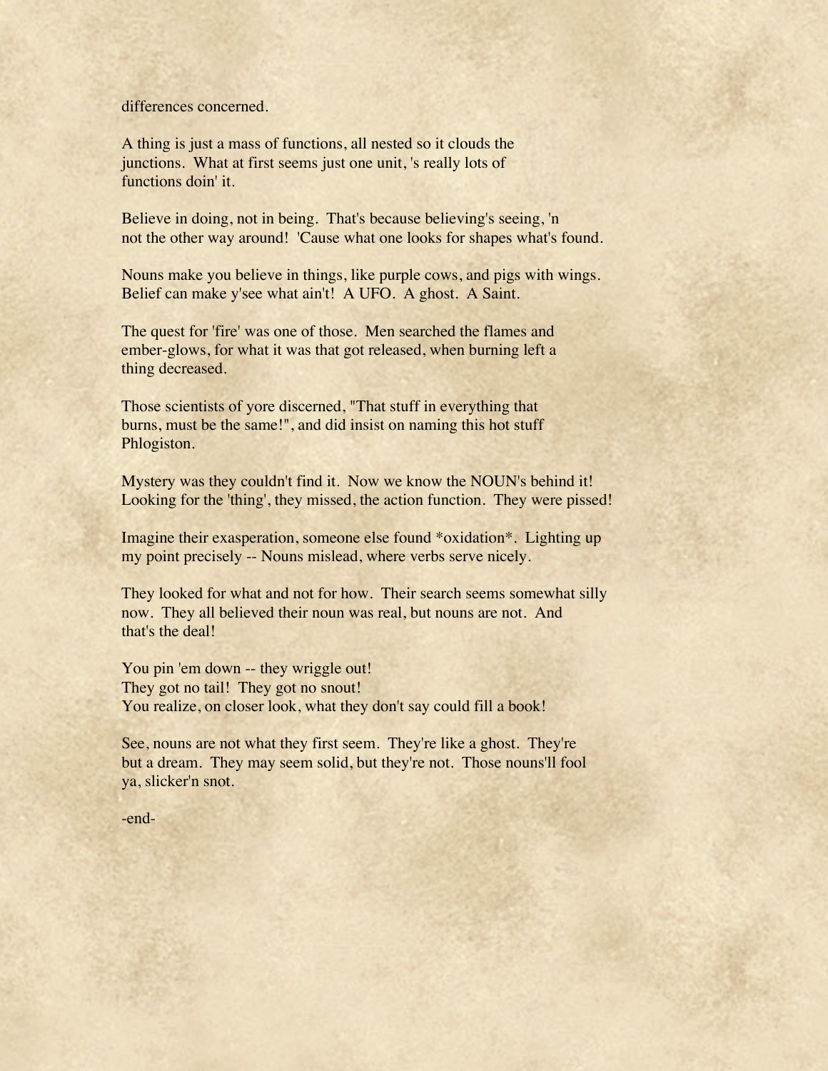differences concerned.

A thing is just a mass of functions, all nested so it clouds the junctions. What at first seems just one unit, 's really lots of functions doin' it.

Believe in doing, not in being. That's because believing's seeing, 'n not the other way around! 'Cause what one looks for shapes what's found.

Nouns make you believe in things, like purple cows, and pigs with wings. Belief can make y'see what ain't! A UFO. A ghost. A Saint.

The quest for 'fire' was one of those. Men searched the flames and ember-glows, for what it was that got released, when burning left a thing decreased.

Those scientists of yore discerned, "That stuff in everything that burns, must be the same!", and did insist on naming this hot stuff Phlogiston.

Mystery was they couldn't find it. Now we know the NOUN's behind it! Looking for the 'thing', they missed, the action function. They were pissed!

Imagine their exasperation, someone else found *oxidation*. Lighting up my point precisely -- Nouns mislead, where verbs serve nicely.

They looked for what and not for how. Their search seems somewhat silly now. They all believed their noun was real, but nouns are not. And that's the deal!

You pin 'em down -- they wriggle out!  
They got no tail! They got no snout!  
You realize, on closer look, what they don't say could fill a book!

See, nouns are not what they first seem. They're like a ghost. They're but a dream. They may seem solid, but they're not. Those nouns'll fool ya, slicker'n snot.

-end-